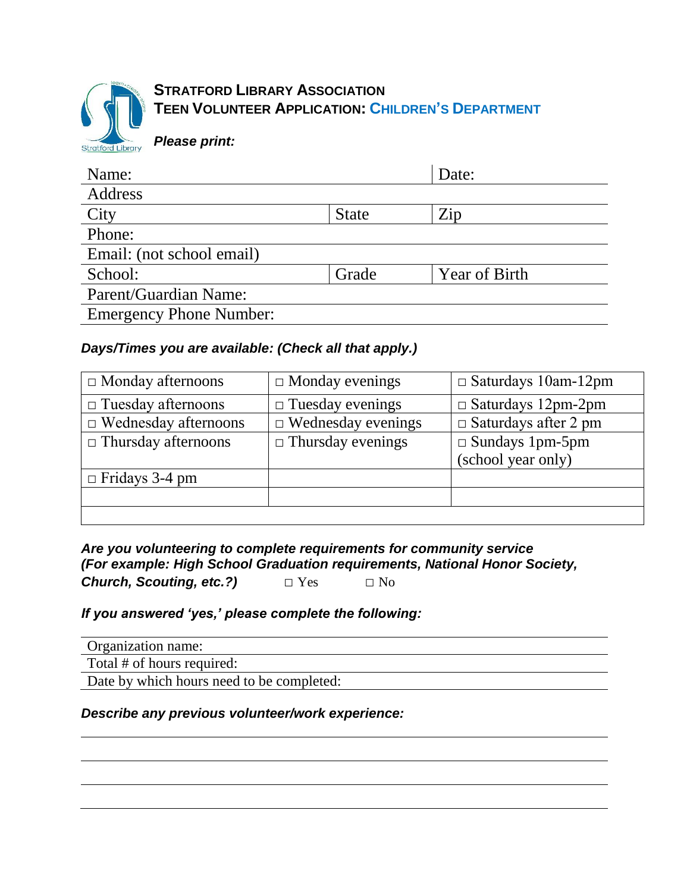# STRATFORD LIBRARY ASSOCIATION

## TEEN VOLUNTEER APPLICATION: CHILDREN'S DEPARTMENT

***Please print:***

| Name: | | Date: |
|---|---|---|
| Address | | |
| City | State | Zip |
| Phone: | | |
| Email: (not school email) | | |
| School: | Grade | Year of Birth |
| Parent/Guardian Name: | | |
| Emergency Phone Number: | | |

***Days/Times you are available: (Check all that apply.)***

| | | |
|---|---|---|
| □ Monday afternoons | □ Monday evenings | □ Saturdays 10am-12pm |
| □ Tuesday afternoons | □ Tuesday evenings | □ Saturdays 12pm-2pm |
| □ Wednesday afternoons | □ Wednesday evenings | □ Saturdays after 2 pm |
| □ Thursday afternoons | □ Thursday evenings | □ Sundays 1pm-5pm (school year only) |
| □ Fridays 3-4 pm | | |
| | | |
| | | |

***Are you volunteering to complete requirements for community service (For example: High School Graduation requirements, National Honor Society, Church, Scouting, etc.?)*** □ Yes □ No

***If you answered 'yes,' please complete the following:***

Organization name:

Total # of hours required:

Date by which hours need to be completed:

***Describe any previous volunteer/work experience:***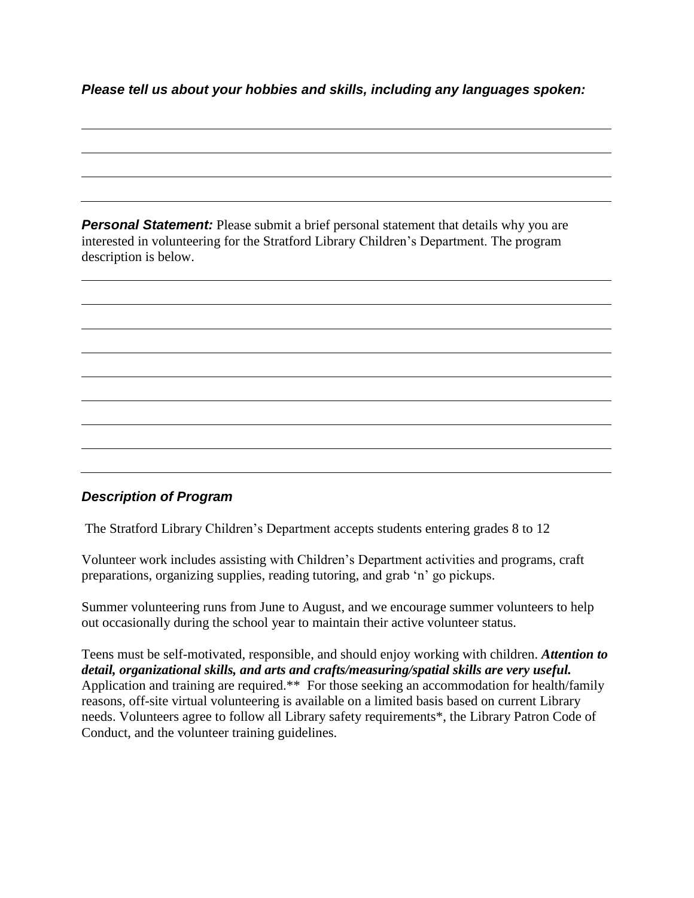***Please tell us about your hobbies and skills, including any languages spoken:***

______________________________________________________________________________

______________________________________________________________________________

______________________________________________________________________________

______________________________________________________________________________

***Personal Statement:*** Please submit a brief personal statement that details why you are interested in volunteering for the Stratford Library Children's Department. The program description is below.

______________________________________________________________________________

______________________________________________________________________________

______________________________________________________________________________

______________________________________________________________________________

______________________________________________________________________________

______________________________________________________________________________

______________________________________________________________________________

______________________________________________________________________________

______________________________________________________________________________

### *Description of Program*

The Stratford Library Children's Department accepts students entering grades 8 to 12

Volunteer work includes assisting with Children's Department activities and programs, craft preparations, organizing supplies, reading tutoring, and grab 'n' go pickups.

Summer volunteering runs from June to August, and we encourage summer volunteers to help out occasionally during the school year to maintain their active volunteer status.

Teens must be self-motivated, responsible, and should enjoy working with children. ***Attention to detail, organizational skills, and arts and crafts/measuring/spatial skills are very useful.*** Application and training are required.** For those seeking an accommodation for health/family reasons, off-site virtual volunteering is available on a limited basis based on current Library needs. Volunteers agree to follow all Library safety requirements*, the Library Patron Code of Conduct, and the volunteer training guidelines.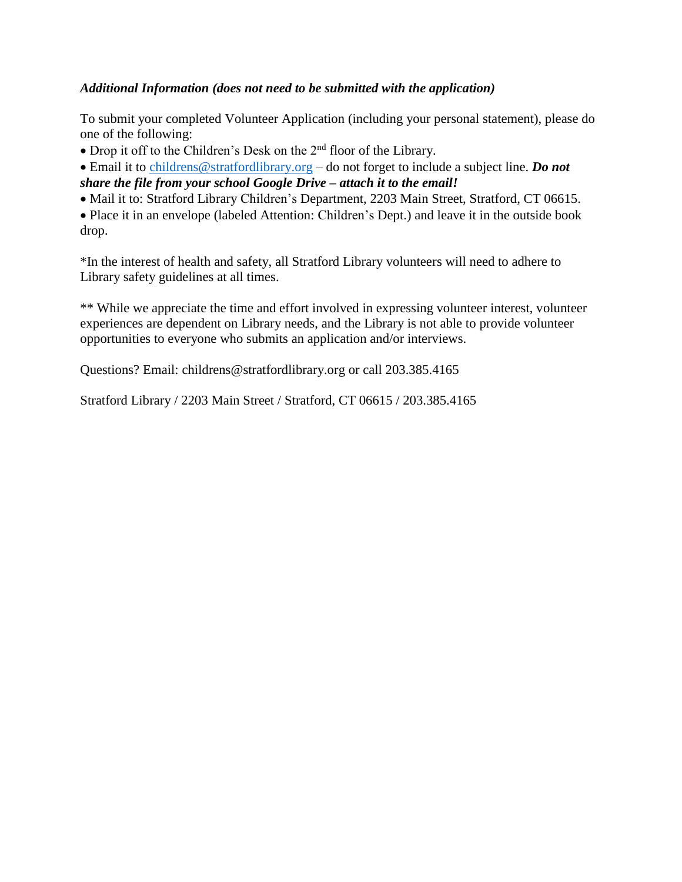***Additional Information (does not need to be submitted with the application)***

To submit your completed Volunteer Application (including your personal statement), please do one of the following:

- Drop it off to the Children's Desk on the 2nd floor of the Library.
- Email it to [childrens@stratfordlibrary.org](mailto:childrens@stratfordlibrary.org) – do not forget to include a subject line. ***Do not share the file from your school Google Drive – attach it to the email!***
- Mail it to: Stratford Library Children's Department, 2203 Main Street, Stratford, CT 06615.
- Place it in an envelope (labeled Attention: Children's Dept.) and leave it in the outside book drop.

*In the interest of health and safety, all Stratford Library volunteers will need to adhere to Library safety guidelines at all times.

** While we appreciate the time and effort involved in expressing volunteer interest, volunteer experiences are dependent on Library needs, and the Library is not able to provide volunteer opportunities to everyone who submits an application and/or interviews.

Questions? Email: childrens@stratfordlibrary.org or call 203.385.4165

Stratford Library / 2203 Main Street / Stratford, CT 06615 / 203.385.4165